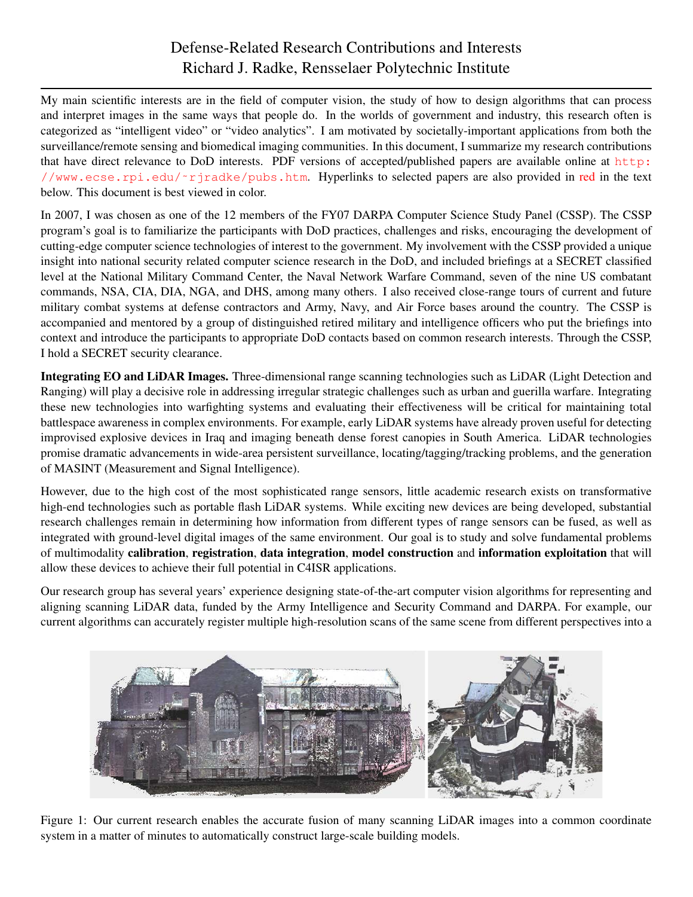# Defense-Related Research Contributions and Interests
# Richard J. Radke, Rensselaer Polytechnic Institute

My main scientific interests are in the field of computer vision, the study of how to design algorithms that can process and interpret images in the same ways that people do. In the worlds of government and industry, this research often is categorized as "intelligent video" or "video analytics". I am motivated by societally-important applications from both the surveillance/remote sensing and biomedical imaging communities. In this document, I summarize my research contributions that have direct relevance to DoD interests. PDF versions of accepted/published papers are available online at http://www.ecse.rpi.edu/~rjradke/pubs.htm. Hyperlinks to selected papers are also provided in red in the text below. This document is best viewed in color.

In 2007, I was chosen as one of the 12 members of the FY07 DARPA Computer Science Study Panel (CSSP). The CSSP program's goal is to familiarize the participants with DoD practices, challenges and risks, encouraging the development of cutting-edge computer science technologies of interest to the government. My involvement with the CSSP provided a unique insight into national security related computer science research in the DoD, and included briefings at a SECRET classified level at the National Military Command Center, the Naval Network Warfare Command, seven of the nine US combatant commands, NSA, CIA, DIA, NGA, and DHS, among many others. I also received close-range tours of current and future military combat systems at defense contractors and Army, Navy, and Air Force bases around the country. The CSSP is accompanied and mentored by a group of distinguished retired military and intelligence officers who put the briefings into context and introduce the participants to appropriate DoD contacts based on common research interests. Through the CSSP, I hold a SECRET security clearance.

**Integrating EO and LiDAR Images.** Three-dimensional range scanning technologies such as LiDAR (Light Detection and Ranging) will play a decisive role in addressing irregular strategic challenges such as urban and guerilla warfare. Integrating these new technologies into warfighting systems and evaluating their effectiveness will be critical for maintaining total battlespace awareness in complex environments. For example, early LiDAR systems have already proven useful for detecting improvised explosive devices in Iraq and imaging beneath dense forest canopies in South America. LiDAR technologies promise dramatic advancements in wide-area persistent surveillance, locating/tagging/tracking problems, and the generation of MASINT (Measurement and Signal Intelligence).

However, due to the high cost of the most sophisticated range sensors, little academic research exists on transformative high-end technologies such as portable flash LiDAR systems. While exciting new devices are being developed, substantial research challenges remain in determining how information from different types of range sensors can be fused, as well as integrated with ground-level digital images of the same environment. Our goal is to study and solve fundamental problems of multimodality **calibration**, **registration**, **data integration**, **model construction** and **information exploitation** that will allow these devices to achieve their full potential in C4ISR applications.

Our research group has several years' experience designing state-of-the-art computer vision algorithms for representing and aligning scanning LiDAR data, funded by the Army Intelligence and Security Command and DARPA. For example, our current algorithms can accurately register multiple high-resolution scans of the same scene from different perspectives into a

Figure 1: Our current research enables the accurate fusion of many scanning LiDAR images into a common coordinate system in a matter of minutes to automatically construct large-scale building models.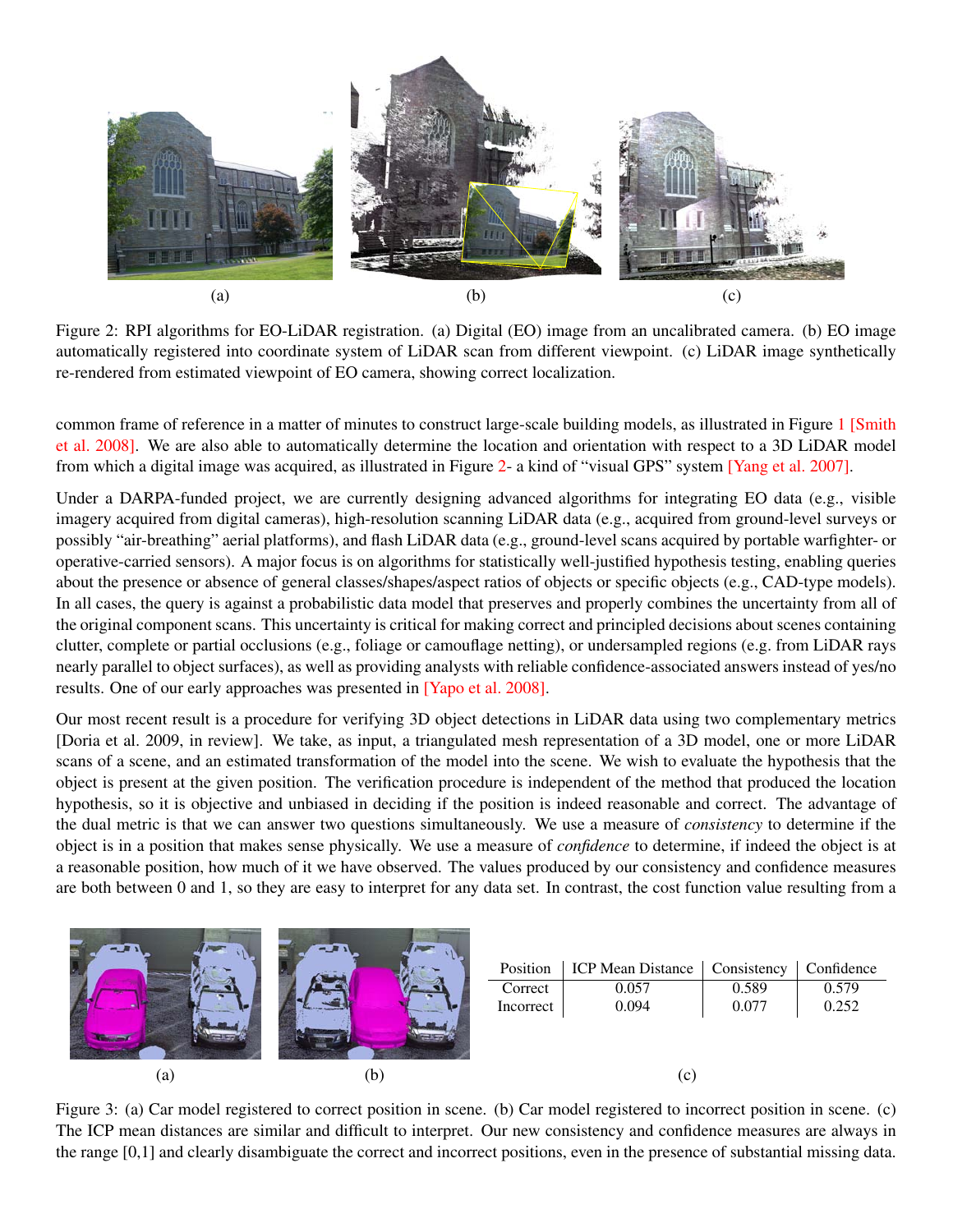(a) (b) (c)

Figure 2: RPI algorithms for EO-LiDAR registration. (a) Digital (EO) image from an uncalibrated camera. (b) EO image automatically registered into coordinate system of LiDAR scan from different viewpoint. (c) LiDAR image synthetically re-rendered from estimated viewpoint of EO camera, showing correct localization.

common frame of reference in a matter of minutes to construct large-scale building models, as illustrated in Figure 1 [Smith et al. 2008]. We are also able to automatically determine the location and orientation with respect to a 3D LiDAR model from which a digital image was acquired, as illustrated in Figure 2- a kind of "visual GPS" system [Yang et al. 2007].

Under a DARPA-funded project, we are currently designing advanced algorithms for integrating EO data (e.g., visible imagery acquired from digital cameras), high-resolution scanning LiDAR data (e.g., acquired from ground-level surveys or possibly "air-breathing" aerial platforms), and flash LiDAR data (e.g., ground-level scans acquired by portable warfighter- or operative-carried sensors). A major focus is on algorithms for statistically well-justified hypothesis testing, enabling queries about the presence or absence of general classes/shapes/aspect ratios of objects or specific objects (e.g., CAD-type models). In all cases, the query is against a probabilistic data model that preserves and properly combines the uncertainty from all of the original component scans. This uncertainty is critical for making correct and principled decisions about scenes containing clutter, complete or partial occlusions (e.g., foliage or camouflage netting), or undersampled regions (e.g. from LiDAR rays nearly parallel to object surfaces), as well as providing analysts with reliable confidence-associated answers instead of yes/no results. One of our early approaches was presented in [Yapo et al. 2008].

Our most recent result is a procedure for verifying 3D object detections in LiDAR data using two complementary metrics [Doria et al. 2009, in review]. We take, as input, a triangulated mesh representation of a 3D model, one or more LiDAR scans of a scene, and an estimated transformation of the model into the scene. We wish to evaluate the hypothesis that the object is present at the given position. The verification procedure is independent of the method that produced the location hypothesis, so it is objective and unbiased in deciding if the position is indeed reasonable and correct. The advantage of the dual metric is that we can answer two questions simultaneously. We use a measure of *consistency* to determine if the object is in a position that makes sense physically. We use a measure of *confidence* to determine, if indeed the object is at a reasonable position, how much of it we have observed. The values produced by our consistency and confidence measures are both between 0 and 1, so they are easy to interpret for any data set. In contrast, the cost function value resulting from a

(a) (b)

| Position | ICP Mean Distance | Consistency | Confidence |
|---|---|---|---|
| Correct | 0.057 | 0.589 | 0.579 |
| Incorrect | 0.094 | 0.077 | 0.252 |

(c)

Figure 3: (a) Car model registered to correct position in scene. (b) Car model registered to incorrect position in scene. (c) The ICP mean distances are similar and difficult to interpret. Our new consistency and confidence measures are always in the range [0,1] and clearly disambiguate the correct and incorrect positions, even in the presence of substantial missing data.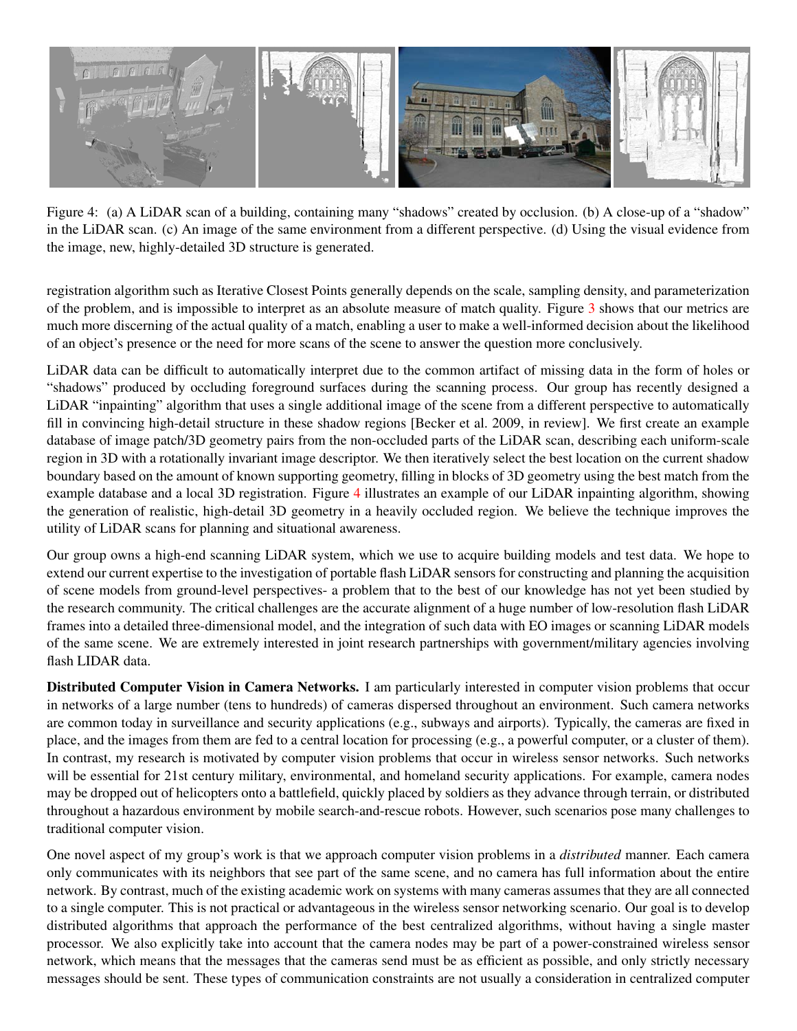Figure 4: (a) A LiDAR scan of a building, containing many "shadows" created by occlusion. (b) A close-up of a "shadow" in the LiDAR scan. (c) An image of the same environment from a different perspective. (d) Using the visual evidence from the image, new, highly-detailed 3D structure is generated.

registration algorithm such as Iterative Closest Points generally depends on the scale, sampling density, and parameterization of the problem, and is impossible to interpret as an absolute measure of match quality. Figure 3 shows that our metrics are much more discerning of the actual quality of a match, enabling a user to make a well-informed decision about the likelihood of an object's presence or the need for more scans of the scene to answer the question more conclusively.

LiDAR data can be difficult to automatically interpret due to the common artifact of missing data in the form of holes or "shadows" produced by occluding foreground surfaces during the scanning process. Our group has recently designed a LiDAR "inpainting" algorithm that uses a single additional image of the scene from a different perspective to automatically fill in convincing high-detail structure in these shadow regions [Becker et al. 2009, in review]. We first create an example database of image patch/3D geometry pairs from the non-occluded parts of the LiDAR scan, describing each uniform-scale region in 3D with a rotationally invariant image descriptor. We then iteratively select the best location on the current shadow boundary based on the amount of known supporting geometry, filling in blocks of 3D geometry using the best match from the example database and a local 3D registration. Figure 4 illustrates an example of our LiDAR inpainting algorithm, showing the generation of realistic, high-detail 3D geometry in a heavily occluded region. We believe the technique improves the utility of LiDAR scans for planning and situational awareness.

Our group owns a high-end scanning LiDAR system, which we use to acquire building models and test data. We hope to extend our current expertise to the investigation of portable flash LiDAR sensors for constructing and planning the acquisition of scene models from ground-level perspectives- a problem that to the best of our knowledge has not yet been studied by the research community. The critical challenges are the accurate alignment of a huge number of low-resolution flash LiDAR frames into a detailed three-dimensional model, and the integration of such data with EO images or scanning LiDAR models of the same scene. We are extremely interested in joint research partnerships with government/military agencies involving flash LIDAR data.

**Distributed Computer Vision in Camera Networks.** I am particularly interested in computer vision problems that occur in networks of a large number (tens to hundreds) of cameras dispersed throughout an environment. Such camera networks are common today in surveillance and security applications (e.g., subways and airports). Typically, the cameras are fixed in place, and the images from them are fed to a central location for processing (e.g., a powerful computer, or a cluster of them). In contrast, my research is motivated by computer vision problems that occur in wireless sensor networks. Such networks will be essential for 21st century military, environmental, and homeland security applications. For example, camera nodes may be dropped out of helicopters onto a battlefield, quickly placed by soldiers as they advance through terrain, or distributed throughout a hazardous environment by mobile search-and-rescue robots. However, such scenarios pose many challenges to traditional computer vision.

One novel aspect of my group's work is that we approach computer vision problems in a *distributed* manner. Each camera only communicates with its neighbors that see part of the same scene, and no camera has full information about the entire network. By contrast, much of the existing academic work on systems with many cameras assumes that they are all connected to a single computer. This is not practical or advantageous in the wireless sensor networking scenario. Our goal is to develop distributed algorithms that approach the performance of the best centralized algorithms, without having a single master processor. We also explicitly take into account that the camera nodes may be part of a power-constrained wireless sensor network, which means that the messages that the cameras send must be as efficient as possible, and only strictly necessary messages should be sent. These types of communication constraints are not usually a consideration in centralized computer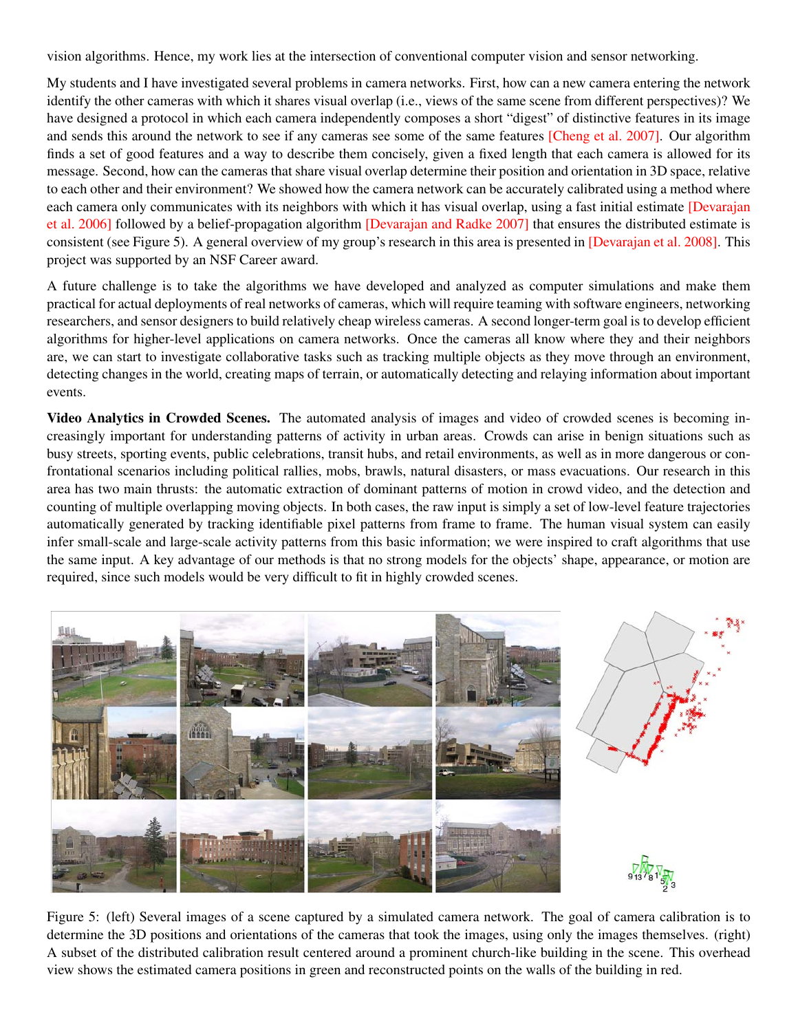vision algorithms. Hence, my work lies at the intersection of conventional computer vision and sensor networking.

My students and I have investigated several problems in camera networks. First, how can a new camera entering the network identify the other cameras with which it shares visual overlap (i.e., views of the same scene from different perspectives)? We have designed a protocol in which each camera independently composes a short "digest" of distinctive features in its image and sends this around the network to see if any cameras see some of the same features [Cheng et al. 2007]. Our algorithm finds a set of good features and a way to describe them concisely, given a fixed length that each camera is allowed for its message. Second, how can the cameras that share visual overlap determine their position and orientation in 3D space, relative to each other and their environment? We showed how the camera network can be accurately calibrated using a method where each camera only communicates with its neighbors with which it has visual overlap, using a fast initial estimate [Devarajan et al. 2006] followed by a belief-propagation algorithm [Devarajan and Radke 2007] that ensures the distributed estimate is consistent (see Figure 5). A general overview of my group's research in this area is presented in [Devarajan et al. 2008]. This project was supported by an NSF Career award.

A future challenge is to take the algorithms we have developed and analyzed as computer simulations and make them practical for actual deployments of real networks of cameras, which will require teaming with software engineers, networking researchers, and sensor designers to build relatively cheap wireless cameras. A second longer-term goal is to develop efficient algorithms for higher-level applications on camera networks. Once the cameras all know where they and their neighbors are, we can start to investigate collaborative tasks such as tracking multiple objects as they move through an environment, detecting changes in the world, creating maps of terrain, or automatically detecting and relaying information about important events.

**Video Analytics in Crowded Scenes.** The automated analysis of images and video of crowded scenes is becoming increasingly important for understanding patterns of activity in urban areas. Crowds can arise in benign situations such as busy streets, sporting events, public celebrations, transit hubs, and retail environments, as well as in more dangerous or confrontational scenarios including political rallies, mobs, brawls, natural disasters, or mass evacuations. Our research in this area has two main thrusts: the automatic extraction of dominant patterns of motion in crowd video, and the detection and counting of multiple overlapping moving objects. In both cases, the raw input is simply a set of low-level feature trajectories automatically generated by tracking identifiable pixel patterns from frame to frame. The human visual system can easily infer small-scale and large-scale activity patterns from this basic information; we were inspired to craft algorithms that use the same input. A key advantage of our methods is that no strong models for the objects' shape, appearance, or motion are required, since such models would be very difficult to fit in highly crowded scenes.

Figure 5: (left) Several images of a scene captured by a simulated camera network. The goal of camera calibration is to determine the 3D positions and orientations of the cameras that took the images, using only the images themselves. (right) A subset of the distributed calibration result centered around a prominent church-like building in the scene. This overhead view shows the estimated camera positions in green and reconstructed points on the walls of the building in red.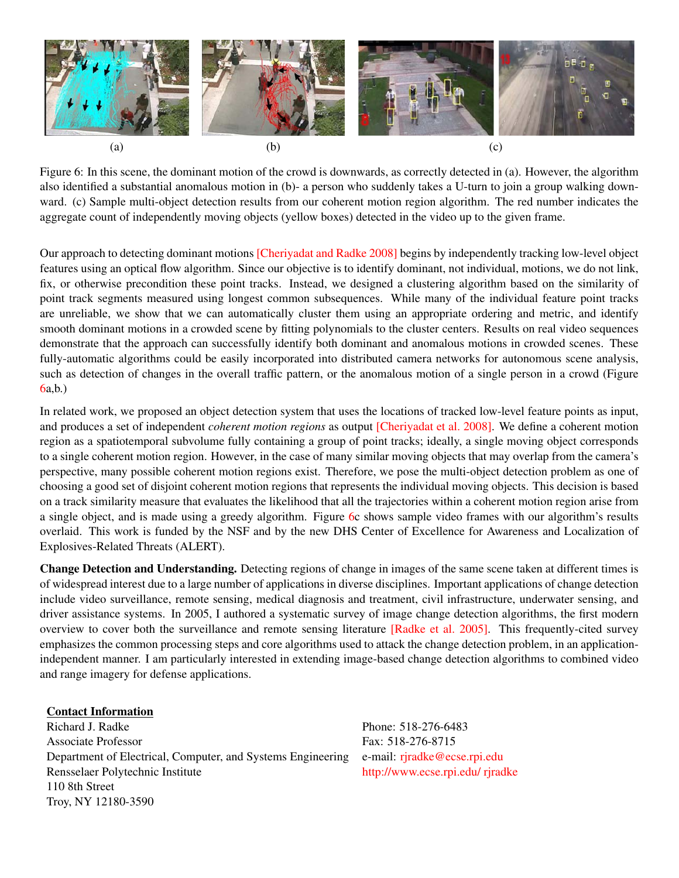(a) (b) (c)

Figure 6: In this scene, the dominant motion of the crowd is downwards, as correctly detected in (a). However, the algorithm also identified a substantial anomalous motion in (b)- a person who suddenly takes a U-turn to join a group walking downward. (c) Sample multi-object detection results from our coherent motion region algorithm. The red number indicates the aggregate count of independently moving objects (yellow boxes) detected in the video up to the given frame.

Our approach to detecting dominant motions [Cheriyadat and Radke 2008] begins by independently tracking low-level object features using an optical flow algorithm. Since our objective is to identify dominant, not individual, motions, we do not link, fix, or otherwise precondition these point tracks. Instead, we designed a clustering algorithm based on the similarity of point track segments measured using longest common subsequences. While many of the individual feature point tracks are unreliable, we show that we can automatically cluster them using an appropriate ordering and metric, and identify smooth dominant motions in a crowded scene by fitting polynomials to the cluster centers. Results on real video sequences demonstrate that the approach can successfully identify both dominant and anomalous motions in crowded scenes. These fully-automatic algorithms could be easily incorporated into distributed camera networks for autonomous scene analysis, such as detection of changes in the overall traffic pattern, or the anomalous motion of a single person in a crowd (Figure 6a,b.)

In related work, we proposed an object detection system that uses the locations of tracked low-level feature points as input, and produces a set of independent *coherent motion regions* as output [Cheriyadat et al. 2008]. We define a coherent motion region as a spatiotemporal subvolume fully containing a group of point tracks; ideally, a single moving object corresponds to a single coherent motion region. However, in the case of many similar moving objects that may overlap from the camera's perspective, many possible coherent motion regions exist. Therefore, we pose the multi-object detection problem as one of choosing a good set of disjoint coherent motion regions that represents the individual moving objects. This decision is based on a track similarity measure that evaluates the likelihood that all the trajectories within a coherent motion region arise from a single object, and is made using a greedy algorithm. Figure 6c shows sample video frames with our algorithm's results overlaid. This work is funded by the NSF and by the new DHS Center of Excellence for Awareness and Localization of Explosives-Related Threats (ALERT).

**Change Detection and Understanding.** Detecting regions of change in images of the same scene taken at different times is of widespread interest due to a large number of applications in diverse disciplines. Important applications of change detection include video surveillance, remote sensing, medical diagnosis and treatment, civil infrastructure, underwater sensing, and driver assistance systems. In 2005, I authored a systematic survey of image change detection algorithms, the first modern overview to cover both the surveillance and remote sensing literature [Radke et al. 2005]. This frequently-cited survey emphasizes the common processing steps and core algorithms used to attack the change detection problem, in an application-independent manner. I am particularly interested in extending image-based change detection algorithms to combined video and range imagery for defense applications.

**Contact Information**

Richard J. Radke
Associate Professor
Department of Electrical, Computer, and Systems Engineering
Rensselaer Polytechnic Institute
110 8th Street
Troy, NY 12180-3590

Phone: 518-276-6483
Fax: 518-276-8715
e-mail: rjradke@ecse.rpi.edu
http://www.ecse.rpi.edu/ rjradke